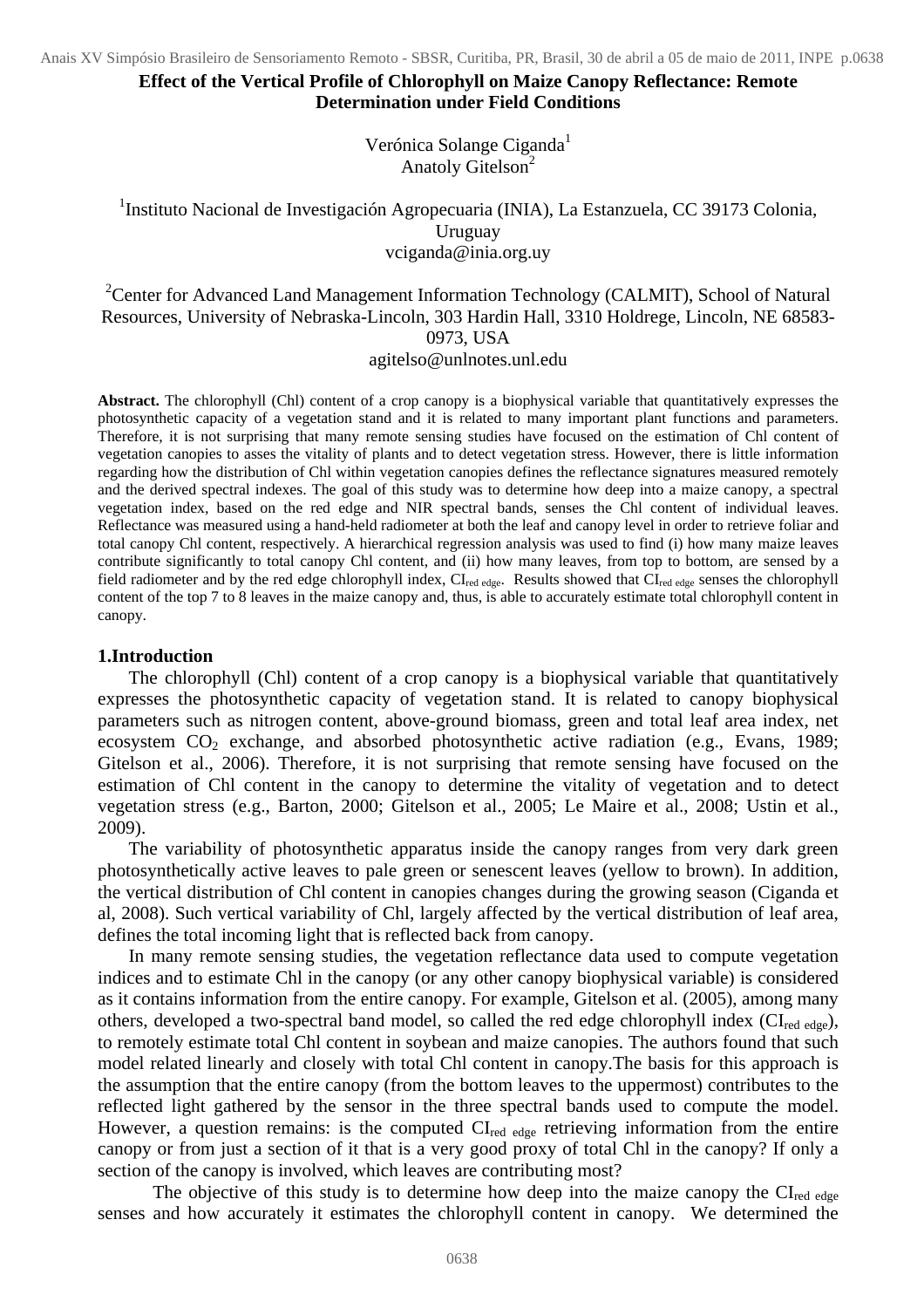# Effect of the Vertical Profile of Chlorophyll on Maize Canopy Reflectance: Remote Determination under Field Conditions

Verónica Solange Ciganda[1]
Anatoly Gitelson[2]

[1]Instituto Nacional de Investigación Agropecuaria (INIA), La Estanzuela, CC 39173 Colonia, Uruguay
vciganda@inia.org.uy

[2]Center for Advanced Land Management Information Technology (CALMIT), School of Natural Resources, University of Nebraska-Lincoln, 303 Hardin Hall, 3310 Holdrege, Lincoln, NE 68583-0973, USA
agitelso@unlnotes.unl.edu

**Abstract.** The chlorophyll (Chl) content of a crop canopy is a biophysical variable that quantitatively expresses the photosynthetic capacity of a vegetation stand and it is related to many important plant functions and parameters. Therefore, it is not surprising that many remote sensing studies have focused on the estimation of Chl content of vegetation canopies to asses the vitality of plants and to detect vegetation stress. However, there is little information regarding how the distribution of Chl within vegetation canopies defines the reflectance signatures measured remotely and the derived spectral indexes. The goal of this study was to determine how deep into a maize canopy, a spectral vegetation index, based on the red edge and NIR spectral bands, senses the Chl content of individual leaves. Reflectance was measured using a hand-held radiometer at both the leaf and canopy level in order to retrieve foliar and total canopy Chl content, respectively. A hierarchical regression analysis was used to find (i) how many maize leaves contribute significantly to total canopy Chl content, and (ii) how many leaves, from top to bottom, are sensed by a field radiometer and by the red edge chlorophyll index, $CI_{red\ edge}$. Results showed that $CI_{red\ edge}$ senses the chlorophyll content of the top 7 to 8 leaves in the maize canopy and, thus, is able to accurately estimate total chlorophyll content in canopy.

## 1.Introduction

The chlorophyll (Chl) content of a crop canopy is a biophysical variable that quantitatively expresses the photosynthetic capacity of vegetation stand. It is related to canopy biophysical parameters such as nitrogen content, above-ground biomass, green and total leaf area index, net ecosystem $CO_2$ exchange, and absorbed photosynthetic active radiation (e.g., Evans, 1989; Gitelson et al., 2006). Therefore, it is not surprising that remote sensing have focused on the estimation of Chl content in the canopy to determine the vitality of vegetation and to detect vegetation stress (e.g., Barton, 2000; Gitelson et al., 2005; Le Maire et al., 2008; Ustin et al., 2009).

The variability of photosynthetic apparatus inside the canopy ranges from very dark green photosynthetically active leaves to pale green or senescent leaves (yellow to brown). In addition, the vertical distribution of Chl content in canopies changes during the growing season (Ciganda et al, 2008). Such vertical variability of Chl, largely affected by the vertical distribution of leaf area, defines the total incoming light that is reflected back from canopy.

In many remote sensing studies, the vegetation reflectance data used to compute vegetation indices and to estimate Chl in the canopy (or any other canopy biophysical variable) is considered as it contains information from the entire canopy. For example, Gitelson et al. (2005), among many others, developed a two-spectral band model, so called the red edge chlorophyll index ($CI_{red\ edge}$), to remotely estimate total Chl content in soybean and maize canopies. The authors found that such model related linearly and closely with total Chl content in canopy.The basis for this approach is the assumption that the entire canopy (from the bottom leaves to the uppermost) contributes to the reflected light gathered by the sensor in the three spectral bands used to compute the model. However, a question remains: is the computed $CI_{red\ edge}$ retrieving information from the entire canopy or from just a section of it that is a very good proxy of total Chl in the canopy? If only a section of the canopy is involved, which leaves are contributing most?

The objective of this study is to determine how deep into the maize canopy the $CI_{red\ edge}$ senses and how accurately it estimates the chlorophyll content in canopy. We determined the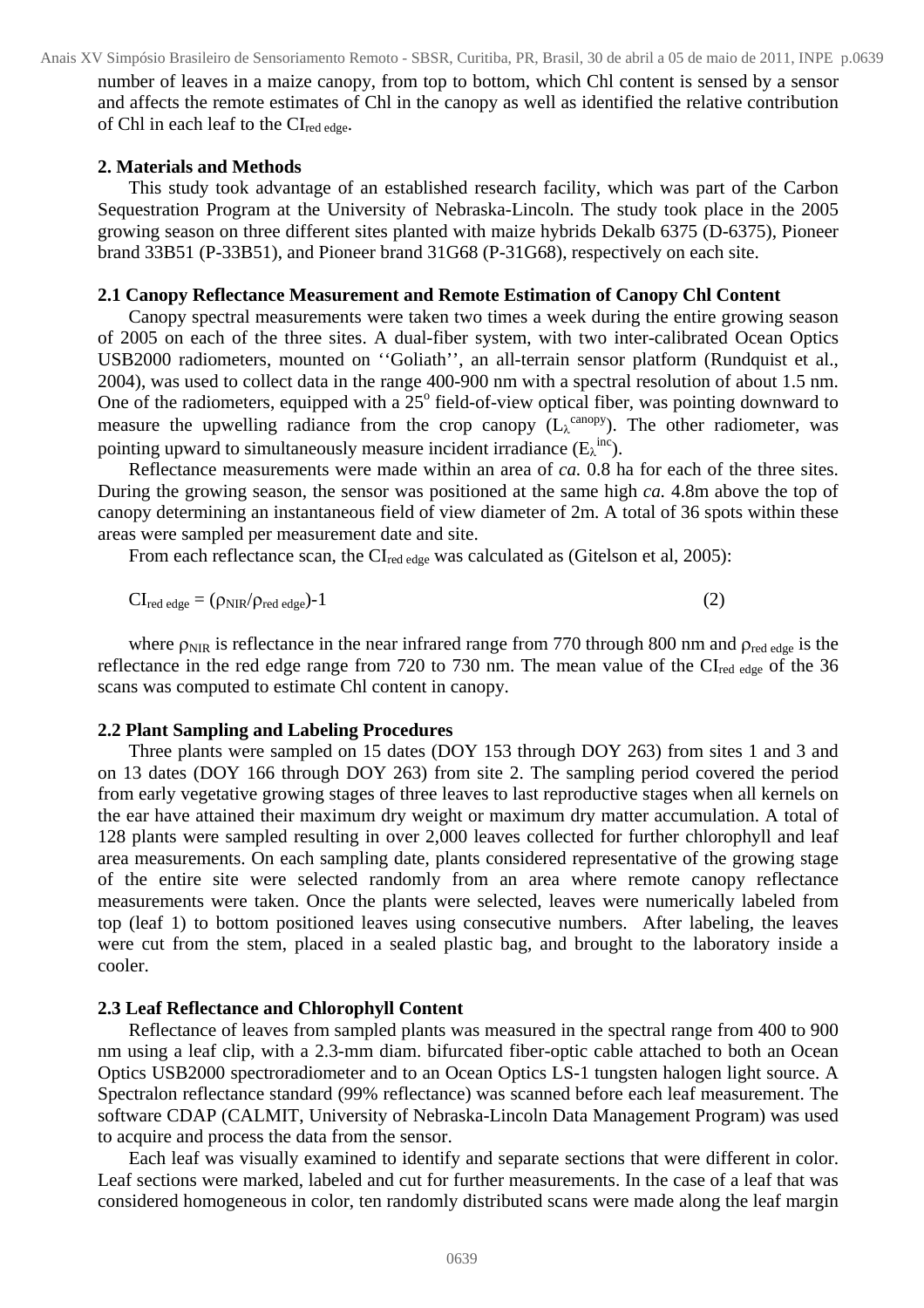number of leaves in a maize canopy, from top to bottom, which Chl content is sensed by a sensor and affects the remote estimates of Chl in the canopy as well as identified the relative contribution of Chl in each leaf to the $CI_{red\ edge}$.

## 2. Materials and Methods

This study took advantage of an established research facility, which was part of the Carbon Sequestration Program at the University of Nebraska-Lincoln. The study took place in the 2005 growing season on three different sites planted with maize hybrids Dekalb 6375 (D-6375), Pioneer brand 33B51 (P-33B51), and Pioneer brand 31G68 (P-31G68), respectively on each site.

### 2.1 Canopy Reflectance Measurement and Remote Estimation of Canopy Chl Content

Canopy spectral measurements were taken two times a week during the entire growing season of 2005 on each of the three sites. A dual-fiber system, with two inter-calibrated Ocean Optics USB2000 radiometers, mounted on ''Goliath'', an all-terrain sensor platform (Rundquist et al., 2004), was used to collect data in the range 400-900 nm with a spectral resolution of about 1.5 nm. One of the radiometers, equipped with a 25$^{o}$ field-of-view optical fiber, was pointing downward to measure the upwelling radiance from the crop canopy ($L_{\lambda}^{canopy}$). The other radiometer, was pointing upward to simultaneously measure incident irradiance ($E_{\lambda}^{inc}$).

Reflectance measurements were made within an area of *ca.* 0.8 ha for each of the three sites. During the growing season, the sensor was positioned at the same high *ca.* 4.8m above the top of canopy determining an instantaneous field of view diameter of 2m. A total of 36 spots within these areas were sampled per measurement date and site.

From each reflectance scan, the $CI_{red\ edge}$ was calculated as (Gitelson et al, 2005):

$$CI_{red\ edge} = (\rho_{NIR}/\rho_{red\ edge})-1 \qquad (2)$$

where $\rho_{NIR}$ is reflectance in the near infrared range from 770 through 800 nm and $\rho_{red\ edge}$ is the reflectance in the red edge range from 720 to 730 nm. The mean value of the $CI_{red\ edge}$ of the 36 scans was computed to estimate Chl content in canopy.

### 2.2 Plant Sampling and Labeling Procedures

Three plants were sampled on 15 dates (DOY 153 through DOY 263) from sites 1 and 3 and on 13 dates (DOY 166 through DOY 263) from site 2. The sampling period covered the period from early vegetative growing stages of three leaves to last reproductive stages when all kernels on the ear have attained their maximum dry weight or maximum dry matter accumulation. A total of 128 plants were sampled resulting in over 2,000 leaves collected for further chlorophyll and leaf area measurements. On each sampling date, plants considered representative of the growing stage of the entire site were selected randomly from an area where remote canopy reflectance measurements were taken. Once the plants were selected, leaves were numerically labeled from top (leaf 1) to bottom positioned leaves using consecutive numbers. After labeling, the leaves were cut from the stem, placed in a sealed plastic bag, and brought to the laboratory inside a cooler.

### 2.3 Leaf Reflectance and Chlorophyll Content

Reflectance of leaves from sampled plants was measured in the spectral range from 400 to 900 nm using a leaf clip, with a 2.3-mm diam. bifurcated fiber-optic cable attached to both an Ocean Optics USB2000 spectroradiometer and to an Ocean Optics LS-1 tungsten halogen light source. A Spectralon reflectance standard (99% reflectance) was scanned before each leaf measurement. The software CDAP (CALMIT, University of Nebraska-Lincoln Data Management Program) was used to acquire and process the data from the sensor.

Each leaf was visually examined to identify and separate sections that were different in color. Leaf sections were marked, labeled and cut for further measurements. In the case of a leaf that was considered homogeneous in color, ten randomly distributed scans were made along the leaf margin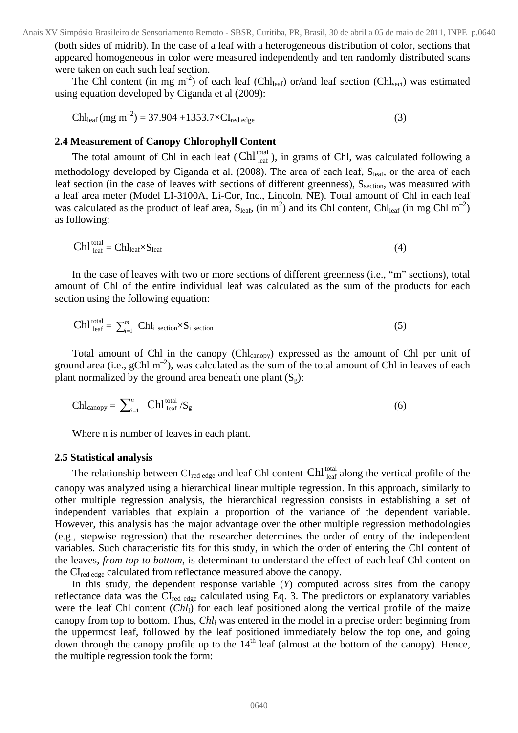(both sides of midrib). In the case of a leaf with a heterogeneous distribution of color, sections that appeared homogeneous in color were measured independently and ten randomly distributed scans were taken on each such leaf section.

The Chl content (in mg $m^{-2}$) of each leaf ($Chl_{leaf}$) or/and leaf section ($Chl_{sect}$) was estimated using equation developed by Ciganda et al (2009):

$$Chl_{leaf}\,(\text{mg m}^{-2}) = 37.904 + 1353.7 \times CI_{red\ edge} \qquad (3)$$

### 2.4 Measurement of Canopy Chlorophyll Content

The total amount of Chl in each leaf ($Chl^{total}_{leaf}$), in grams of Chl, was calculated following a methodology developed by Ciganda et al. (2008). The area of each leaf, $S_{leaf}$, or the area of each leaf section (in the case of leaves with sections of different greenness), $S_{section}$, was measured with a leaf area meter (Model LI-3100A, Li-Cor, Inc., Lincoln, NE). Total amount of Chl in each leaf was calculated as the product of leaf area, $S_{leaf}$, (in $m^2$) and its Chl content, $Chl_{leaf}$ (in mg Chl $m^{-2}$) as following:

$$Chl^{total}_{leaf} = Chl_{leaf} \times S_{leaf} \qquad (4)$$

In the case of leaves with two or more sections of different greenness (i.e., "m" sections), total amount of Chl of the entire individual leaf was calculated as the sum of the products for each section using the following equation:

$$Chl^{total}_{leaf} = \sum_{i=1}^{m} Chl_{i\ section} \times S_{i\ section} \qquad (5)$$

Total amount of Chl in the canopy ($Chl_{canopy}$) expressed as the amount of Chl per unit of ground area (i.e., gChl $m^{-2}$), was calculated as the sum of the total amount of Chl in leaves of each plant normalized by the ground area beneath one plant ($S_g$):

$$Chl_{canopy} = \sum_{i=1}^{n} Chl^{total}_{leaf} / S_g \qquad (6)$$

Where n is number of leaves in each plant.

### 2.5 Statistical analysis

The relationship between $CI_{red\ edge}$ and leaf Chl content $Chl^{total}_{leaf}$ along the vertical profile of the canopy was analyzed using a hierarchical linear multiple regression. In this approach, similarly to other multiple regression analysis, the hierarchical regression consists in establishing a set of independent variables that explain a proportion of the variance of the dependent variable. However, this analysis has the major advantage over the other multiple regression methodologies (e.g., stepwise regression) that the researcher determines the order of entry of the independent variables. Such characteristic fits for this study, in which the order of entering the Chl content of the leaves, *from top to bottom*, is determinant to understand the effect of each leaf Chl content on the $CI_{red\ edge}$ calculated from reflectance measured above the canopy.

In this study, the dependent response variable ($Y$) computed across sites from the canopy reflectance data was the $CI_{red\ edge}$ calculated using Eq. 3. The predictors or explanatory variables were the leaf Chl content ($Chl_i$) for each leaf positioned along the vertical profile of the maize canopy from top to bottom. Thus, $Chl_i$ was entered in the model in a precise order: beginning from the uppermost leaf, followed by the leaf positioned immediately below the top one, and going down through the canopy profile up to the $14^{th}$ leaf (almost at the bottom of the canopy). Hence, the multiple regression took the form: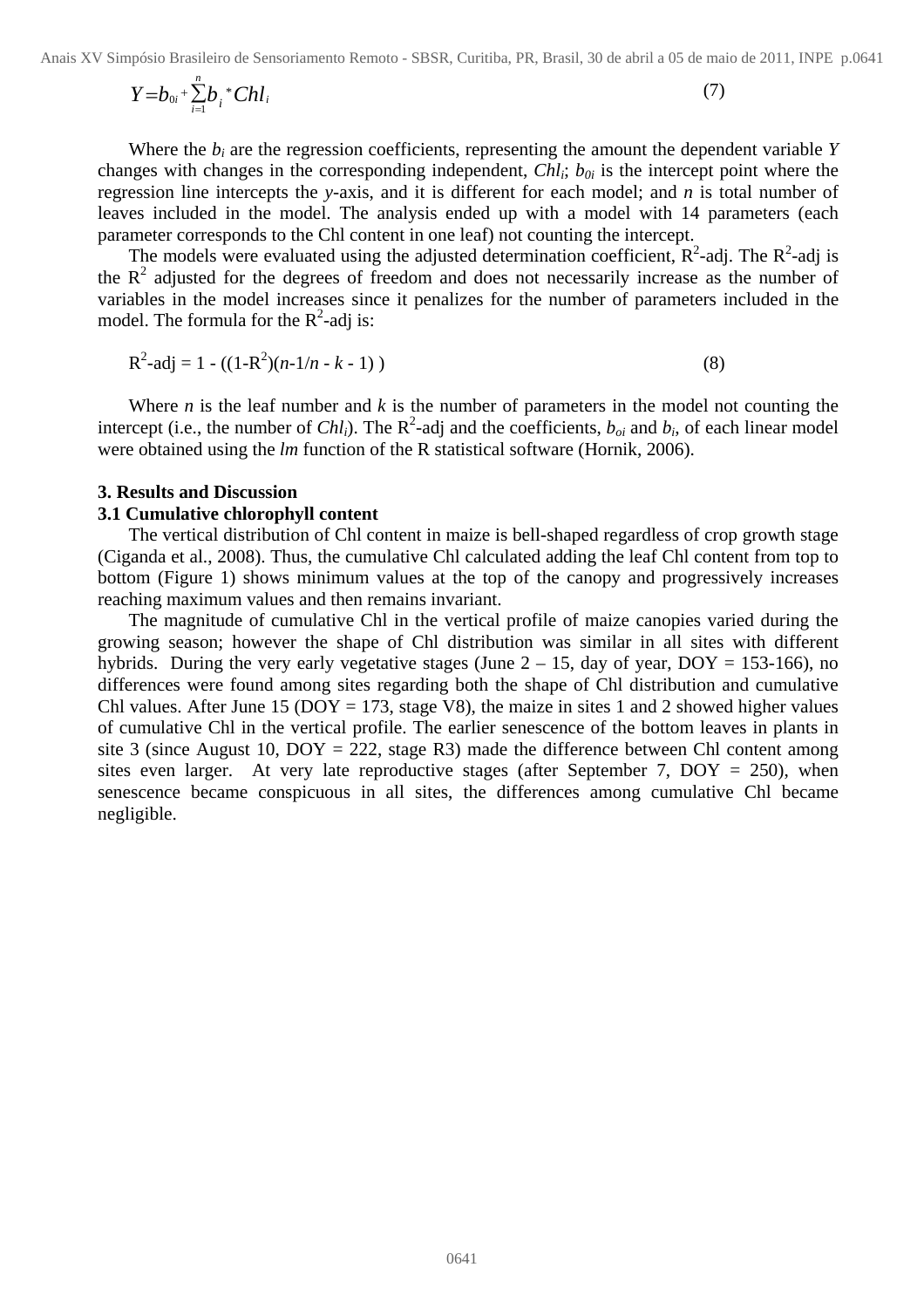$$Y = b_{0i} + \sum_{i=1}^{n} b_i * Chl_i \quad (7)$$

Where the $b_i$ are the regression coefficients, representing the amount the dependent variable $Y$ changes with changes in the corresponding independent, $Chl_i$; $b_{0i}$ is the intercept point where the regression line intercepts the *y*-axis, and it is different for each model; and $n$ is total number of leaves included in the model. The analysis ended up with a model with 14 parameters (each parameter corresponds to the Chl content in one leaf) not counting the intercept.

The models were evaluated using the adjusted determination coefficient, $R^2$-adj. The $R^2$-adj is the $R^2$ adjusted for the degrees of freedom and does not necessarily increase as the number of variables in the model increases since it penalizes for the number of parameters included in the model. The formula for the $R^2$-adj is:

$$R^2\text{-adj} = 1 - ((1-R^2)(n-1/n - k - 1)) \quad (8)$$

Where $n$ is the leaf number and $k$ is the number of parameters in the model not counting the intercept (i.e., the number of $Chl_i$). The $R^2$-adj and the coefficients, $b_{oi}$ and $b_i$, of each linear model were obtained using the *lm* function of the R statistical software (Hornik, 2006).

## 3. Results and Discussion

### 3.1 Cumulative chlorophyll content

The vertical distribution of Chl content in maize is bell-shaped regardless of crop growth stage (Ciganda et al., 2008). Thus, the cumulative Chl calculated adding the leaf Chl content from top to bottom (Figure 1) shows minimum values at the top of the canopy and progressively increases reaching maximum values and then remains invariant.

The magnitude of cumulative Chl in the vertical profile of maize canopies varied during the growing season; however the shape of Chl distribution was similar in all sites with different hybrids. During the very early vegetative stages (June 2 – 15, day of year, DOY = 153-166), no differences were found among sites regarding both the shape of Chl distribution and cumulative Chl values. After June 15 (DOY = 173, stage V8), the maize in sites 1 and 2 showed higher values of cumulative Chl in the vertical profile. The earlier senescence of the bottom leaves in plants in site 3 (since August 10, DOY = 222, stage R3) made the difference between Chl content among sites even larger. At very late reproductive stages (after September 7, DOY = 250), when senescence became conspicuous in all sites, the differences among cumulative Chl became negligible.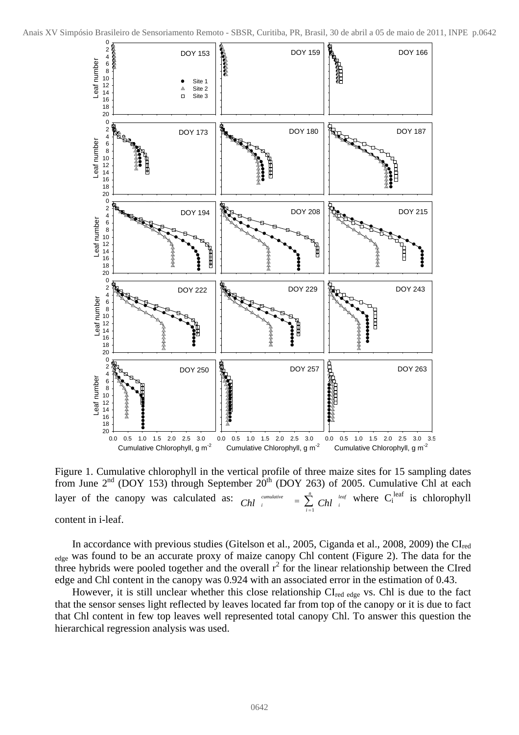Leaf number

DOY 153

DOY 159

DOY 166

Site 1
Site 2
Site 3

DOY 173

DOY 180

DOY 187

DOY 194

DOY 208

DOY 215

DOY 222

DOY 229

DOY 243

DOY 250

DOY 257

DOY 263

Cumulative Chlorophyll, g m$^{-2}$

Figure 1. Cumulative chlorophyll in the vertical profile of three maize sites for 15 sampling dates from June 2$^{nd}$ (DOY 153) through September 20$^{th}$ (DOY 263) of 2005. Cumulative Chl at each layer of the canopy was calculated as: $Chl_i^{cumulative} = \sum_{i=1}^{n} Chl_i^{leaf}$ where $C_i^{leaf}$ is chlorophyll content in i-leaf.

In accordance with previous studies (Gitelson et al., 2005, Ciganda et al., 2008, 2009) the $CI_{red\ edge}$ was found to be an accurate proxy of maize canopy Chl content (Figure 2). The data for the three hybrids were pooled together and the overall $r^2$ for the linear relationship between the CIred edge and Chl content in the canopy was 0.924 with an associated error in the estimation of 0.43.

However, it is still unclear whether this close relationship $CI_{red\ edge}$ vs. Chl is due to the fact that the sensor senses light reflected by leaves located far from top of the canopy or it is due to fact that Chl content in few top leaves well represented total canopy Chl. To answer this question the hierarchical regression analysis was used.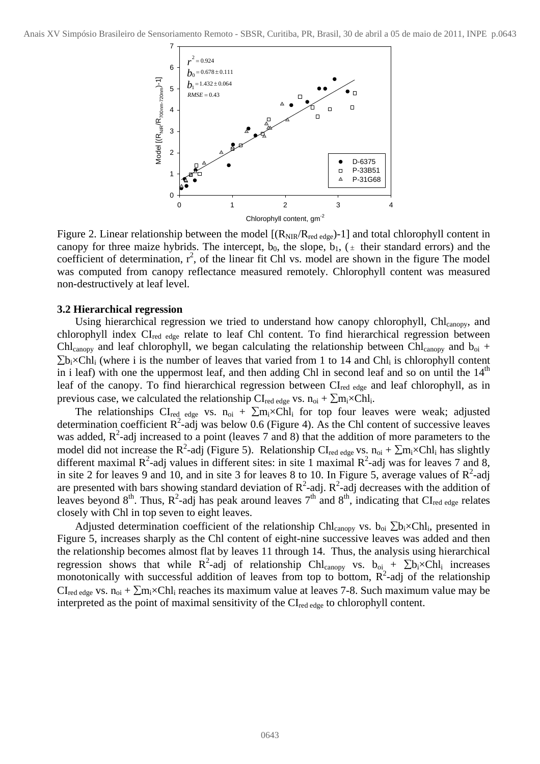$r^2 = 0.924$

$b_0 = 0.678 \pm 0.111$

$b_1 = 1.432 \pm 0.064$

$RMSE = 0.43$

Model $[(R_{NIR}/R_{700nm-720nm})$-1]

Chlorophyll content, $gm^{-2}$

D-6375

P-33B51

P-31G68

0 1 2 3 4

0 1 2 3 4 5 6 7

Figure 2. Linear relationship between the model $[(R_{NIR}/R_{red\ edge})$-1] and total chlorophyll content in canopy for three maize hybrids. The intercept, $b_0$, the slope, $b_1$, ($\pm$ their standard errors) and the coefficient of determination, $r^2$, of the linear fit Chl vs. model are shown in the figure The model was computed from canopy reflectance measured remotely. Chlorophyll content was measured non-destructively at leaf level.

**3.2 Hierarchical regression**

Using hierarchical regression we tried to understand how canopy chlorophyll, $Chl_{canopy}$, and chlorophyll index $CI_{red\ edge}$ relate to leaf Chl content. To find hierarchical regression between $Chl_{canopy}$ and leaf chlorophyll, we began calculating the relationship between $Chl_{canopy}$ and $b_{oi} + \sum b_i \times Chl_i$ (where i is the number of leaves that varied from 1 to 14 and $Chl_i$ is chlorophyll content in i leaf) with one the uppermost leaf, and then adding Chl in second leaf and so on until the $14^{th}$ leaf of the canopy. To find hierarchical regression between $CI_{red\ edge}$ and leaf chlorophyll, as in previous case, we calculated the relationship $CI_{red\ edge}$ vs. $n_{oi} + \sum m_i \times Chl_i$.

The relationships $CI_{red\ edge}$ vs. $n_{oi} + \sum m_i \times Chl_i$ for top four leaves were weak; adjusted determination coefficient $R^2$-adj was below 0.6 (Figure 4). As the Chl content of successive leaves was added, $R^2$-adj increased to a point (leaves 7 and 8) that the addition of more parameters to the model did not increase the $R^2$-adj (Figure 5). Relationship $CI_{red\ edge}$ vs. $n_{oi} + \sum m_i \times Chl_i$ has slightly different maximal $R^2$-adj values in different sites: in site 1 maximal $R^2$-adj was for leaves 7 and 8, in site 2 for leaves 9 and 10, and in site 3 for leaves 8 to 10. In Figure 5, average values of $R^2$-adj are presented with bars showing standard deviation of $R^2$-adj. $R^2$-adj decreases with the addition of leaves beyond $8^{th}$. Thus, $R^2$-adj has peak around leaves $7^{th}$ and $8^{th}$, indicating that $CI_{red\ edge}$ relates closely with Chl in top seven to eight leaves.

Adjusted determination coefficient of the relationship $Chl_{canopy}$ vs. $b_{oi}\ \sum b_i \times Chl_i$, presented in Figure 5, increases sharply as the Chl content of eight-nine successive leaves was added and then the relationship becomes almost flat by leaves 11 through 14. Thus, the analysis using hierarchical regression shows that while $R^2$-adj of relationship $Chl_{canopy}$ vs. $b_{oi} + \sum b_i \times Chl_i$ increases monotonically with successful addition of leaves from top to bottom, $R^2$-adj of the relationship $CI_{red\ edge}$ vs. $n_{oi} + \sum m_i \times Chl_i$ reaches its maximum value at leaves 7-8. Such maximum value may be interpreted as the point of maximal sensitivity of the $CI_{red\ edge}$ to chlorophyll content.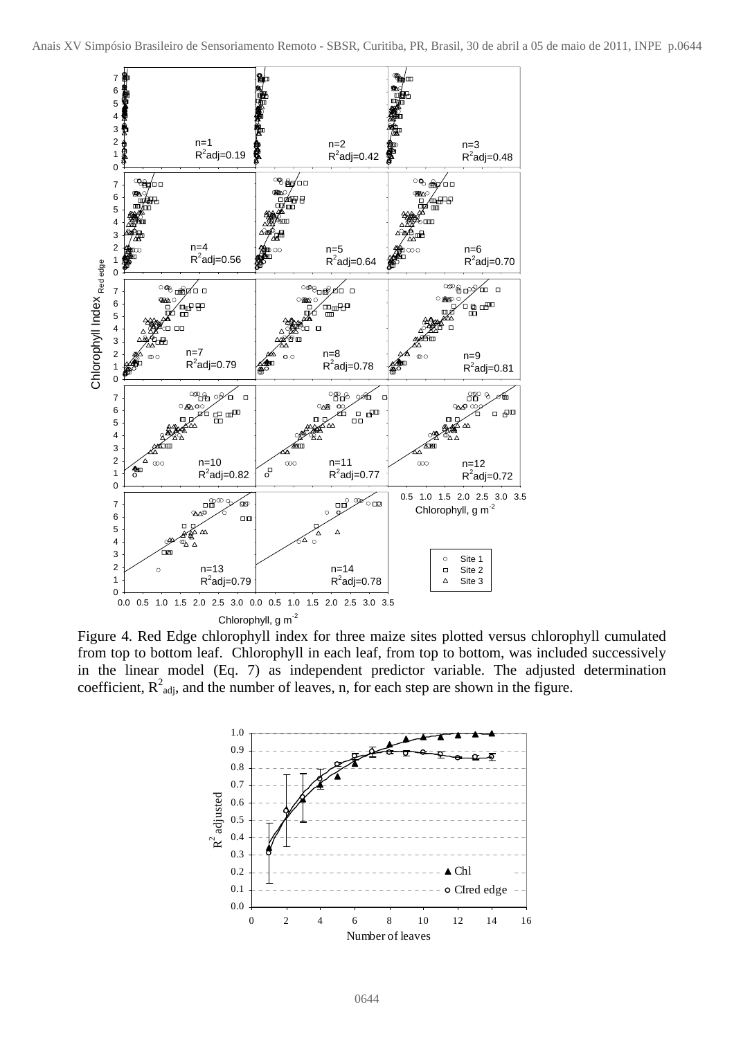Chlorophyll Index$_{Red\ edge}$

n=1
$R^2$adj=0.19

n=2
$R^2$adj=0.42

n=3
$R^2$adj=0.48

n=4
$R^2$adj=0.56

n=5
$R^2$adj=0.64

n=6
$R^2$adj=0.70

n=7
$R^2$adj=0.79

n=8
$R^2$adj=0.78

n=9
$R^2$adj=0.81

n=10
$R^2$adj=0.82

n=11
$R^2$adj=0.77

n=12
$R^2$adj=0.72

n=13
$R^2$adj=0.79

n=14
$R^2$adj=0.78

Chlorophyll, g m$^{-2}$

Site 1
Site 2
Site 3

Figure 4. Red Edge chlorophyll index for three maize sites plotted versus chlorophyll cumulated from top to bottom leaf. Chlorophyll in each leaf, from top to bottom, was included successively in the linear model (Eq. 7) as independent predictor variable. The adjusted determination coefficient, $R^2_{adj}$, and the number of leaves, n, for each step are shown in the figure.

$R^2$ adjusted

Number of leaves

Chl
CIred edge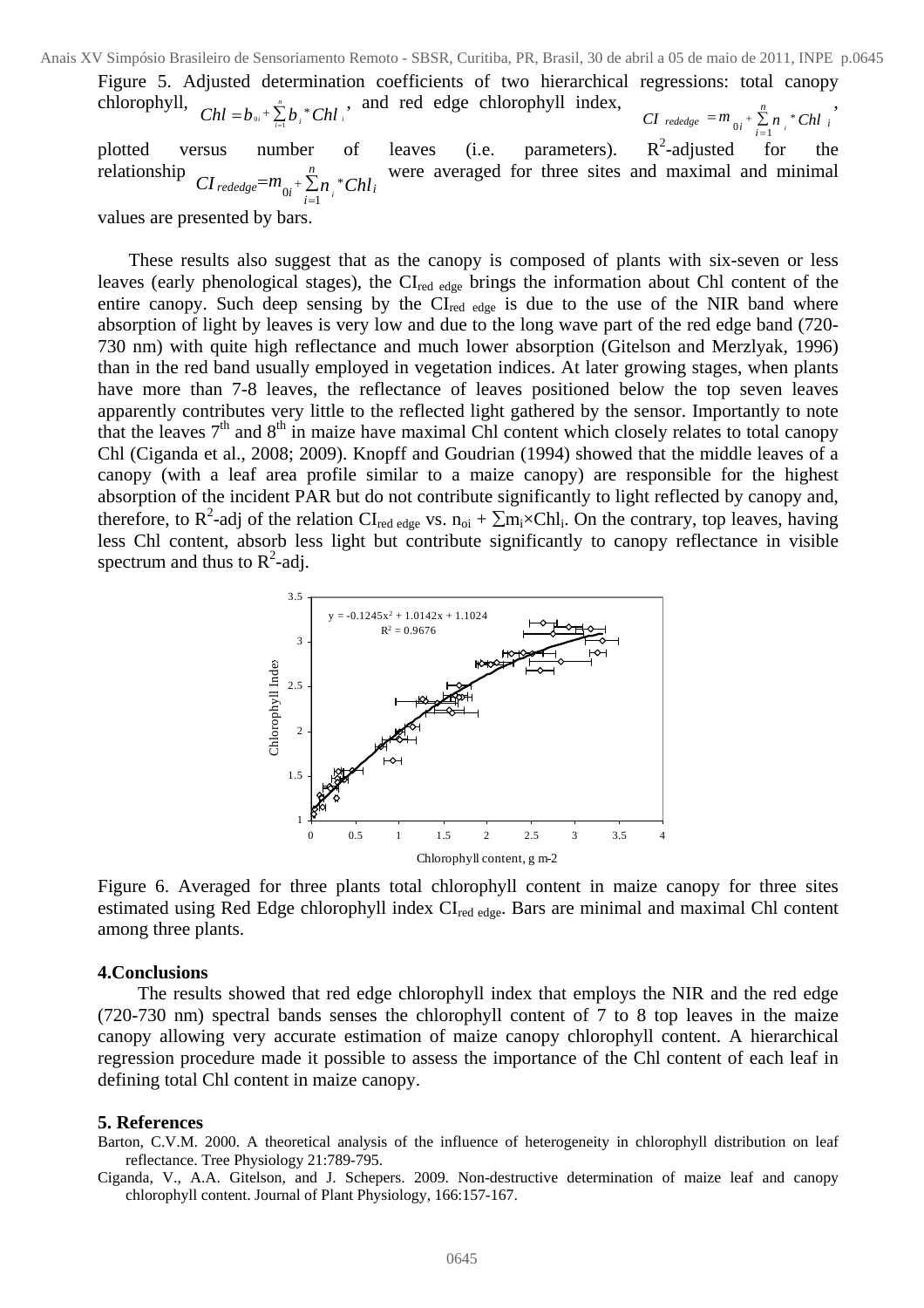Figure 5. Adjusted determination coefficients of two hierarchical regressions: total canopy chlorophyll, $Chl = b_{0i} + \sum_{i=1}^{n} b_i * Chl_i$, and red edge chlorophyll index, $CI_{rededge} = m_{0i} + \sum_{i=1}^{n} n_i * Chl_i$, plotted versus number of leaves (i.e. parameters). $R^2$-adjusted for the relationship $CI_{rededge} = m_{0i} + \sum_{i=1}^{n} n_i * Chl_i$ were averaged for three sites and maximal and minimal values are presented by bars.

These results also suggest that as the canopy is composed of plants with six-seven or less leaves (early phenological stages), the $CI_{red\ edge}$ brings the information about Chl content of the entire canopy. Such deep sensing by the $CI_{red\ edge}$ is due to the use of the NIR band where absorption of light by leaves is very low and due to the long wave part of the red edge band (720-730 nm) with quite high reflectance and much lower absorption (Gitelson and Merzlyak, 1996) than in the red band usually employed in vegetation indices. At later growing stages, when plants have more than 7-8 leaves, the reflectance of leaves positioned below the top seven leaves apparently contributes very little to the reflected light gathered by the sensor. Importantly to note that the leaves $7^{th}$ and $8^{th}$ in maize have maximal Chl content which closely relates to total canopy Chl (Ciganda et al., 2008; 2009). Knopff and Goudrian (1994) showed that the middle leaves of a canopy (with a leaf area profile similar to a maize canopy) are responsible for the highest absorption of the incident PAR but do not contribute significantly to light reflected by canopy and, therefore, to $R^2$-adj of the relation $CI_{red\ edge}$ vs. $n_{oi} + \sum m_i \times Chl_i$. On the contrary, top leaves, having less Chl content, absorb less light but contribute significantly to canopy reflectance in visible spectrum and thus to $R^2$-adj.

y = -0.1245x² + 1.0142x + 1.1024
R² = 0.9676
Chlorophyll Index
Chlorophyll content, g m-2

Figure 6. Averaged for three plants total chlorophyll content in maize canopy for three sites estimated using Red Edge chlorophyll index $CI_{red\ edge}$. Bars are minimal and maximal Chl content among three plants.

## 4.Conclusions

The results showed that red edge chlorophyll index that employs the NIR and the red edge (720-730 nm) spectral bands senses the chlorophyll content of 7 to 8 top leaves in the maize canopy allowing very accurate estimation of maize canopy chlorophyll content. A hierarchical regression procedure made it possible to assess the importance of the Chl content of each leaf in defining total Chl content in maize canopy.

## 5. References

Barton, C.V.M. 2000. A theoretical analysis of the influence of heterogeneity in chlorophyll distribution on leaf reflectance. Tree Physiology 21:789-795.

Ciganda, V., A.A. Gitelson, and J. Schepers. 2009. Non-destructive determination of maize leaf and canopy chlorophyll content. Journal of Plant Physiology, 166:157-167.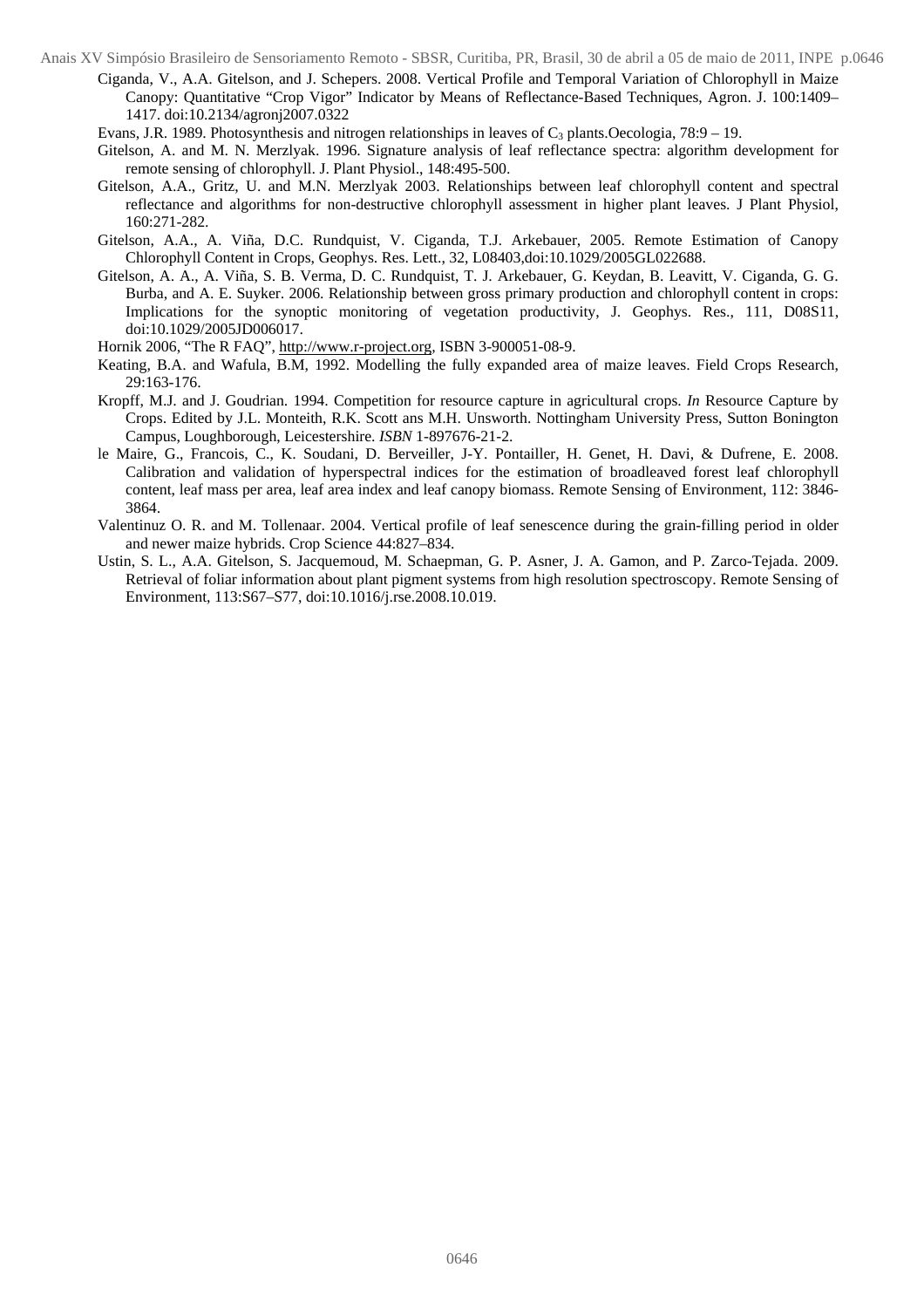Ciganda, V., A.A. Gitelson, and J. Schepers. 2008. Vertical Profile and Temporal Variation of Chlorophyll in Maize Canopy: Quantitative "Crop Vigor" Indicator by Means of Reflectance-Based Techniques, Agron. J. 100:1409–1417. doi:10.2134/agronj2007.0322

Evans, J.R. 1989. Photosynthesis and nitrogen relationships in leaves of $C_3$ plants.Oecologia, 78:9 – 19.

Gitelson, A. and M. N. Merzlyak. 1996. Signature analysis of leaf reflectance spectra: algorithm development for remote sensing of chlorophyll. J. Plant Physiol., 148:495-500.

Gitelson, A.A., Gritz, U. and M.N. Merzlyak 2003. Relationships between leaf chlorophyll content and spectral reflectance and algorithms for non-destructive chlorophyll assessment in higher plant leaves. J Plant Physiol, 160:271-282.

Gitelson, A.A., A. Viña, D.C. Rundquist, V. Ciganda, T.J. Arkebauer, 2005. Remote Estimation of Canopy Chlorophyll Content in Crops, Geophys. Res. Lett., 32, L08403,doi:10.1029/2005GL022688.

Gitelson, A. A., A. Viña, S. B. Verma, D. C. Rundquist, T. J. Arkebauer, G. Keydan, B. Leavitt, V. Ciganda, G. G. Burba, and A. E. Suyker. 2006. Relationship between gross primary production and chlorophyll content in crops: Implications for the synoptic monitoring of vegetation productivity, J. Geophys. Res., 111, D08S11, doi:10.1029/2005JD006017.

Hornik 2006, "The R FAQ", http://www.r-project.org, ISBN 3-900051-08-9.

Keating, B.A. and Wafula, B.M, 1992. Modelling the fully expanded area of maize leaves. Field Crops Research, 29:163-176.

Kropff, M.J. and J. Goudrian. 1994. Competition for resource capture in agricultural crops. *In* Resource Capture by Crops. Edited by J.L. Monteith, R.K. Scott ans M.H. Unsworth. Nottingham University Press, Sutton Bonington Campus, Loughborough, Leicestershire. *ISBN* 1-897676-21-2.

le Maire, G., Francois, C., K. Soudani, D. Berveiller, J-Y. Pontailler, H. Genet, H. Davi, & Dufrene, E. 2008. Calibration and validation of hyperspectral indices for the estimation of broadleaved forest leaf chlorophyll content, leaf mass per area, leaf area index and leaf canopy biomass. Remote Sensing of Environment, 112: 3846-3864.

Valentinuz O. R. and M. Tollenaar. 2004. Vertical profile of leaf senescence during the grain-filling period in older and newer maize hybrids. Crop Science 44:827–834.

Ustin, S. L., A.A. Gitelson, S. Jacquemoud, M. Schaepman, G. P. Asner, J. A. Gamon, and P. Zarco-Tejada. 2009. Retrieval of foliar information about plant pigment systems from high resolution spectroscopy. Remote Sensing of Environment, 113:S67–S77, doi:10.1016/j.rse.2008.10.019.